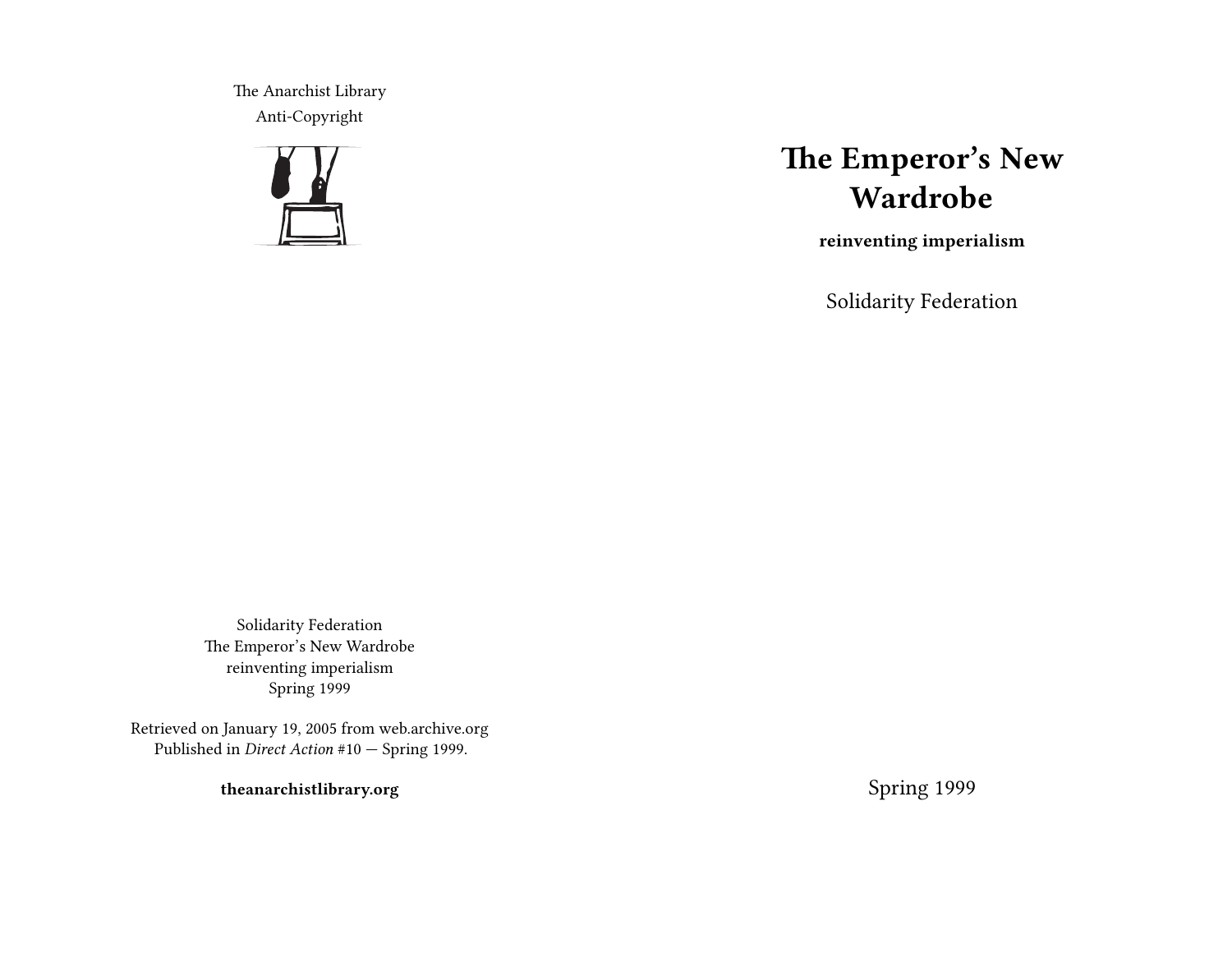The Anarchist Library
Anti-Copyright

# The Emperor's New Wardrobe

**reinventing imperialism**

Solidarity Federation

Spring 1999

Solidarity Federation
The Emperor's New Wardrobe
reinventing imperialism
Spring 1999

Retrieved on January 19, 2005 from web.archive.org
Published in *Direct Action* #10 — Spring 1999.

**theanarchistlibrary.org**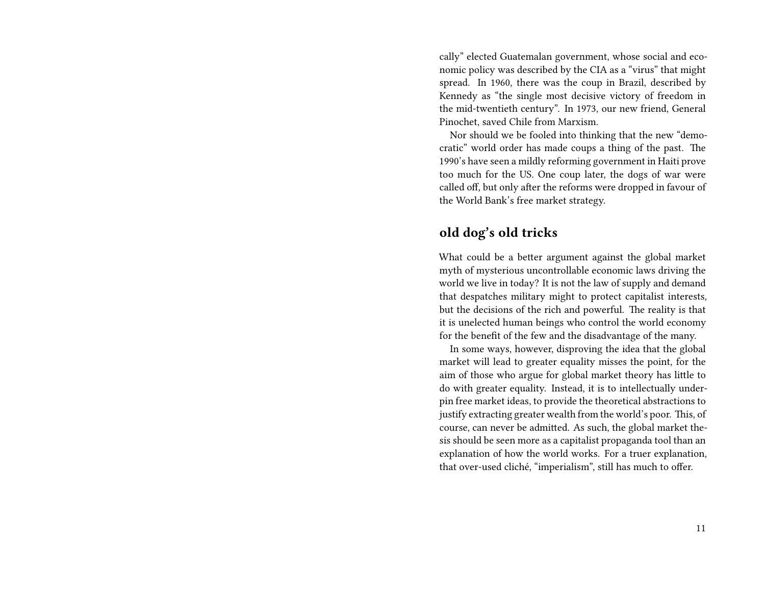cally" elected Guatemalan government, whose social and economic policy was described by the CIA as a "virus" that might spread. In 1960, there was the coup in Brazil, described by Kennedy as "the single most decisive victory of freedom in the mid-twentieth century". In 1973, our new friend, General Pinochet, saved Chile from Marxism.

Nor should we be fooled into thinking that the new "democratic" world order has made coups a thing of the past. The 1990's have seen a mildly reforming government in Haiti prove too much for the US. One coup later, the dogs of war were called off, but only after the reforms were dropped in favour of the World Bank's free market strategy.

## old dog's old tricks

What could be a better argument against the global market myth of mysterious uncontrollable economic laws driving the world we live in today? It is not the law of supply and demand that despatches military might to protect capitalist interests, but the decisions of the rich and powerful. The reality is that it is unelected human beings who control the world economy for the benefit of the few and the disadvantage of the many.

In some ways, however, disproving the idea that the global market will lead to greater equality misses the point, for the aim of those who argue for global market theory has little to do with greater equality. Instead, it is to intellectually underpin free market ideas, to provide the theoretical abstractions to justify extracting greater wealth from the world's poor. This, of course, can never be admitted. As such, the global market thesis should be seen more as a capitalist propaganda tool than an explanation of how the world works. For a truer explanation, that over-used cliché, "imperialism", still has much to offer.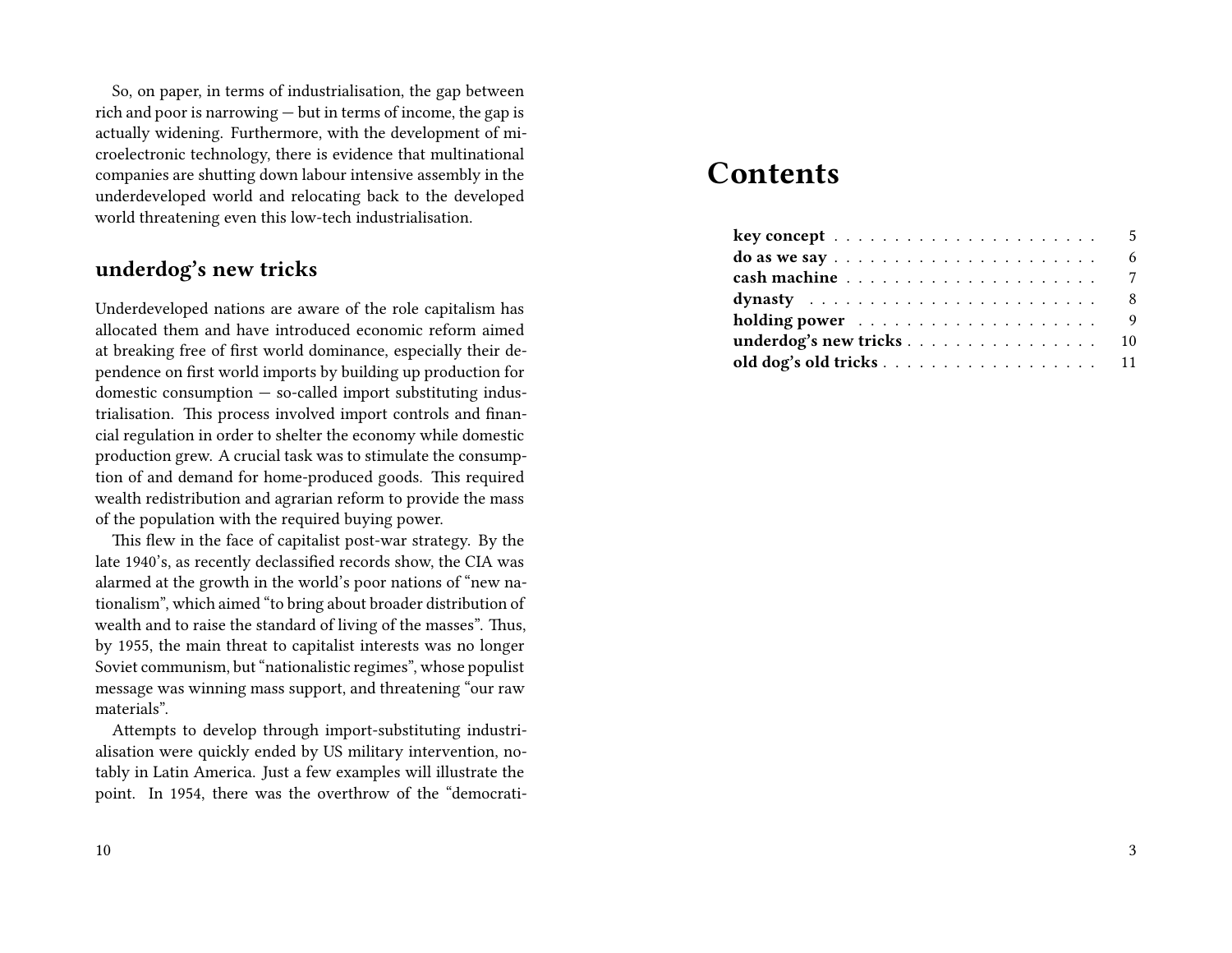So, on paper, in terms of industrialisation, the gap between rich and poor is narrowing — but in terms of income, the gap is actually widening. Furthermore, with the development of microelectronic technology, there is evidence that multinational companies are shutting down labour intensive assembly in the underdeveloped world and relocating back to the developed world threatening even this low-tech industrialisation.

## underdog's new tricks

Underdeveloped nations are aware of the role capitalism has allocated them and have introduced economic reform aimed at breaking free of first world dominance, especially their dependence on first world imports by building up production for domestic consumption — so-called import substituting industrialisation. This process involved import controls and financial regulation in order to shelter the economy while domestic production grew. A crucial task was to stimulate the consumption of and demand for home-produced goods. This required wealth redistribution and agrarian reform to provide the mass of the population with the required buying power.

This flew in the face of capitalist post-war strategy. By the late 1940's, as recently declassified records show, the CIA was alarmed at the growth in the world's poor nations of "new nationalism", which aimed "to bring about broader distribution of wealth and to raise the standard of living of the masses". Thus, by 1955, the main threat to capitalist interests was no longer Soviet communism, but "nationalistic regimes", whose populist message was winning mass support, and threatening "our raw materials".

Attempts to develop through import-substituting industrialisation were quickly ended by US military intervention, notably in Latin America. Just a few examples will illustrate the point. In 1954, there was the overthrow of the "democrati-

# Contents

- **key concept** . . . . . 5
- **do as we say** . . . . . 6
- **cash machine** . . . . . 7
- **dynasty** . . . . . 8
- **holding power** . . . . . 9
- **underdog's new tricks** . . . . . 10
- **old dog's old tricks** . . . . . 11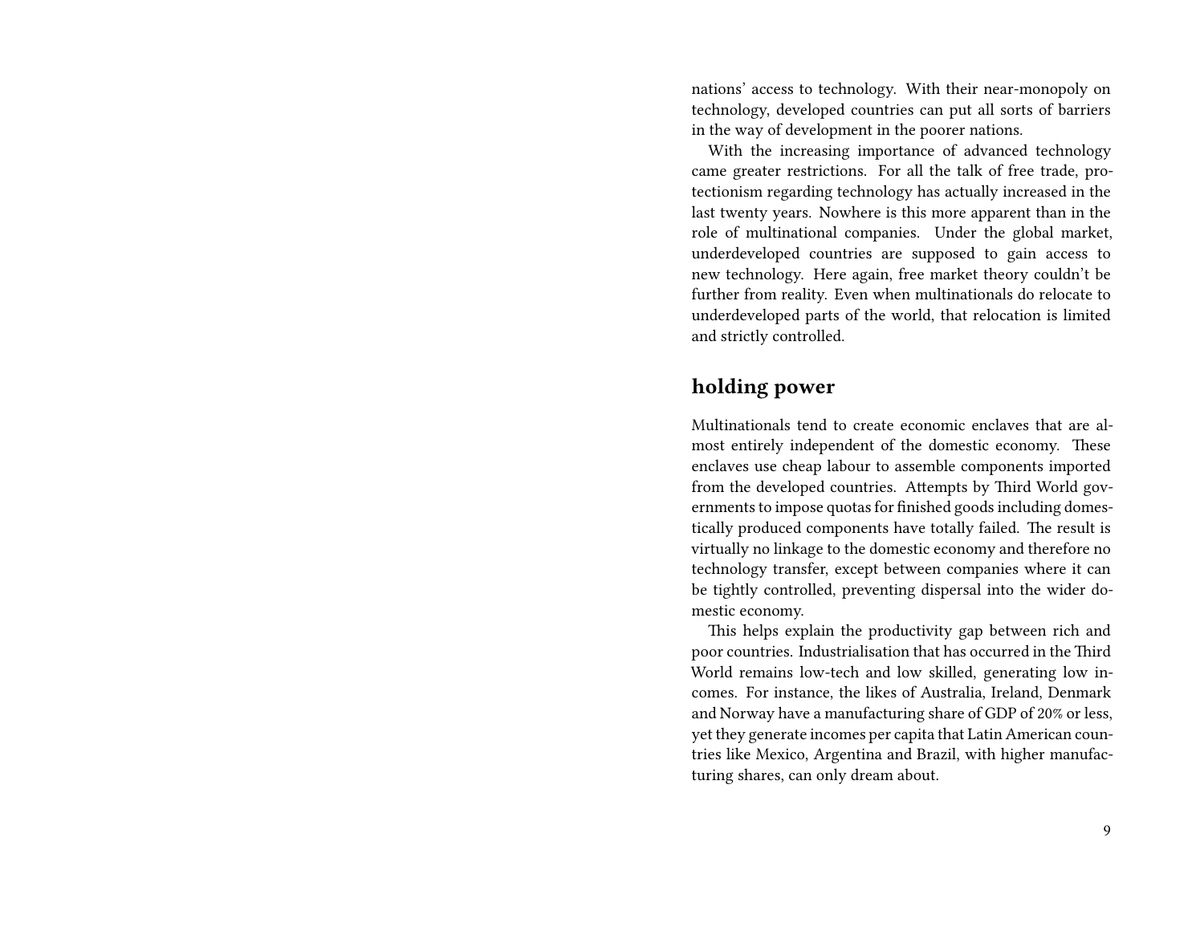nations' access to technology. With their near-monopoly on technology, developed countries can put all sorts of barriers in the way of development in the poorer nations.

With the increasing importance of advanced technology came greater restrictions. For all the talk of free trade, protectionism regarding technology has actually increased in the last twenty years. Nowhere is this more apparent than in the role of multinational companies. Under the global market, underdeveloped countries are supposed to gain access to new technology. Here again, free market theory couldn't be further from reality. Even when multinationals do relocate to underdeveloped parts of the world, that relocation is limited and strictly controlled.

## holding power

Multinationals tend to create economic enclaves that are almost entirely independent of the domestic economy. These enclaves use cheap labour to assemble components imported from the developed countries. Attempts by Third World governments to impose quotas for finished goods including domestically produced components have totally failed. The result is virtually no linkage to the domestic economy and therefore no technology transfer, except between companies where it can be tightly controlled, preventing dispersal into the wider domestic economy.

This helps explain the productivity gap between rich and poor countries. Industrialisation that has occurred in the Third World remains low-tech and low skilled, generating low incomes. For instance, the likes of Australia, Ireland, Denmark and Norway have a manufacturing share of GDP of 20% or less, yet they generate incomes per capita that Latin American countries like Mexico, Argentina and Brazil, with higher manufacturing shares, can only dream about.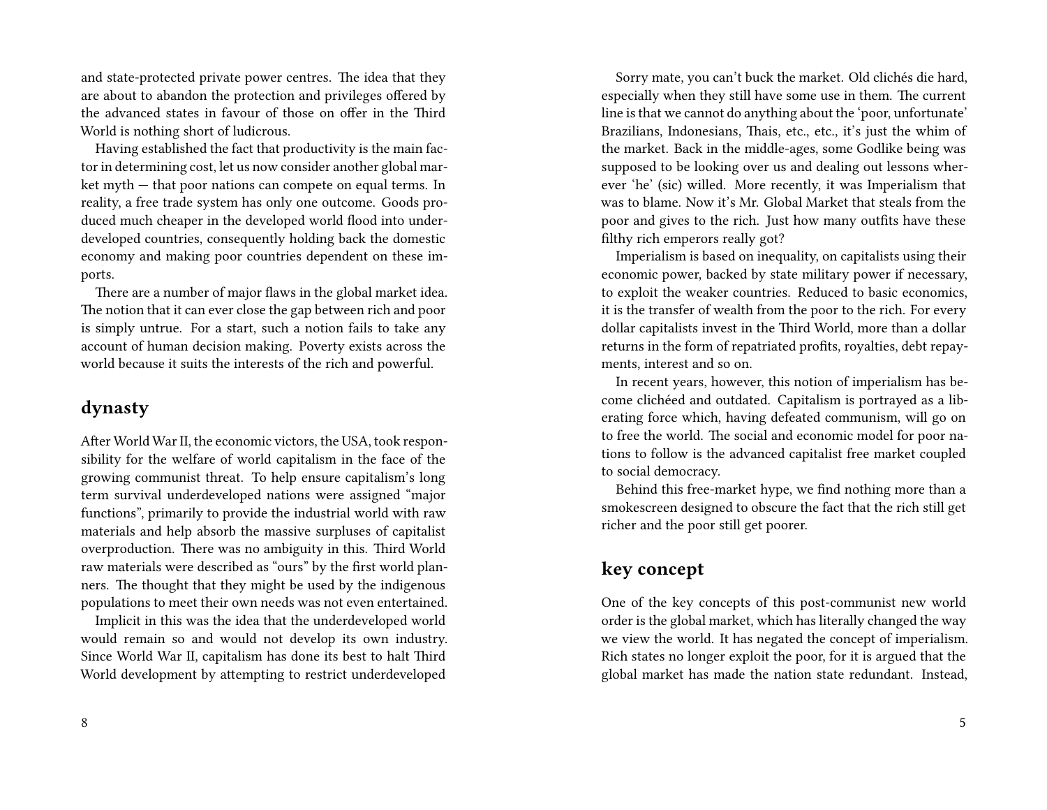and state-protected private power centres. The idea that they are about to abandon the protection and privileges offered by the advanced states in favour of those on offer in the Third World is nothing short of ludicrous.

Having established the fact that productivity is the main factor in determining cost, let us now consider another global market myth — that poor nations can compete on equal terms. In reality, a free trade system has only one outcome. Goods produced much cheaper in the developed world flood into underdeveloped countries, consequently holding back the domestic economy and making poor countries dependent on these imports.

There are a number of major flaws in the global market idea. The notion that it can ever close the gap between rich and poor is simply untrue. For a start, such a notion fails to take any account of human decision making. Poverty exists across the world because it suits the interests of the rich and powerful.

## dynasty

After World War II, the economic victors, the USA, took responsibility for the welfare of world capitalism in the face of the growing communist threat. To help ensure capitalism's long term survival underdeveloped nations were assigned "major functions", primarily to provide the industrial world with raw materials and help absorb the massive surpluses of capitalist overproduction. There was no ambiguity in this. Third World raw materials were described as "ours" by the first world planners. The thought that they might be used by the indigenous populations to meet their own needs was not even entertained.

Implicit in this was the idea that the underdeveloped world would remain so and would not develop its own industry. Since World War II, capitalism has done its best to halt Third World development by attempting to restrict underdeveloped

Sorry mate, you can't buck the market. Old clichés die hard, especially when they still have some use in them. The current line is that we cannot do anything about the 'poor, unfortunate' Brazilians, Indonesians, Thais, etc., etc., it's just the whim of the market. Back in the middle-ages, some Godlike being was supposed to be looking over us and dealing out lessons wherever 'he' (sic) willed. More recently, it was Imperialism that was to blame. Now it's Mr. Global Market that steals from the poor and gives to the rich. Just how many outfits have these filthy rich emperors really got?

Imperialism is based on inequality, on capitalists using their economic power, backed by state military power if necessary, to exploit the weaker countries. Reduced to basic economics, it is the transfer of wealth from the poor to the rich. For every dollar capitalists invest in the Third World, more than a dollar returns in the form of repatriated profits, royalties, debt repayments, interest and so on.

In recent years, however, this notion of imperialism has become clichéed and outdated. Capitalism is portrayed as a liberating force which, having defeated communism, will go on to free the world. The social and economic model for poor nations to follow is the advanced capitalist free market coupled to social democracy.

Behind this free-market hype, we find nothing more than a smokescreen designed to obscure the fact that the rich still get richer and the poor still get poorer.

## key concept

One of the key concepts of this post-communist new world order is the global market, which has literally changed the way we view the world. It has negated the concept of imperialism. Rich states no longer exploit the poor, for it is argued that the global market has made the nation state redundant. Instead,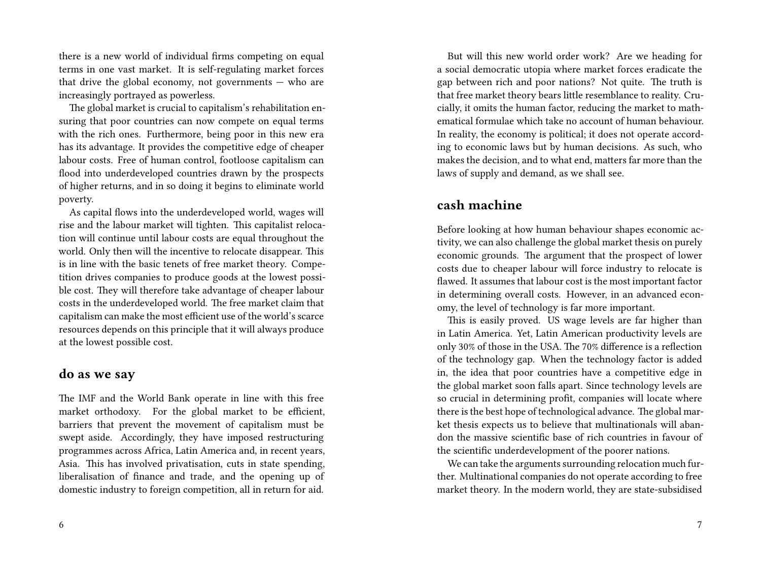there is a new world of individual firms competing on equal terms in one vast market. It is self-regulating market forces that drive the global economy, not governments — who are increasingly portrayed as powerless.

The global market is crucial to capitalism's rehabilitation ensuring that poor countries can now compete on equal terms with the rich ones. Furthermore, being poor in this new era has its advantage. It provides the competitive edge of cheaper labour costs. Free of human control, footloose capitalism can flood into underdeveloped countries drawn by the prospects of higher returns, and in so doing it begins to eliminate world poverty.

As capital flows into the underdeveloped world, wages will rise and the labour market will tighten. This capitalist relocation will continue until labour costs are equal throughout the world. Only then will the incentive to relocate disappear. This is in line with the basic tenets of free market theory. Competition drives companies to produce goods at the lowest possible cost. They will therefore take advantage of cheaper labour costs in the underdeveloped world. The free market claim that capitalism can make the most efficient use of the world's scarce resources depends on this principle that it will always produce at the lowest possible cost.

## do as we say

The IMF and the World Bank operate in line with this free market orthodoxy. For the global market to be efficient, barriers that prevent the movement of capitalism must be swept aside. Accordingly, they have imposed restructuring programmes across Africa, Latin America and, in recent years, Asia. This has involved privatisation, cuts in state spending, liberalisation of finance and trade, and the opening up of domestic industry to foreign competition, all in return for aid.

But will this new world order work? Are we heading for a social democratic utopia where market forces eradicate the gap between rich and poor nations? Not quite. The truth is that free market theory bears little resemblance to reality. Crucially, it omits the human factor, reducing the market to mathematical formulae which take no account of human behaviour. In reality, the economy is political; it does not operate according to economic laws but by human decisions. As such, who makes the decision, and to what end, matters far more than the laws of supply and demand, as we shall see.

## cash machine

Before looking at how human behaviour shapes economic activity, we can also challenge the global market thesis on purely economic grounds. The argument that the prospect of lower costs due to cheaper labour will force industry to relocate is flawed. It assumes that labour cost is the most important factor in determining overall costs. However, in an advanced economy, the level of technology is far more important.

This is easily proved. US wage levels are far higher than in Latin America. Yet, Latin American productivity levels are only 30% of those in the USA. The 70% difference is a reflection of the technology gap. When the technology factor is added in, the idea that poor countries have a competitive edge in the global market soon falls apart. Since technology levels are so crucial in determining profit, companies will locate where there is the best hope of technological advance. The global market thesis expects us to believe that multinationals will abandon the massive scientific base of rich countries in favour of the scientific underdevelopment of the poorer nations.

We can take the arguments surrounding relocation much further. Multinational companies do not operate according to free market theory. In the modern world, they are state-subsidised